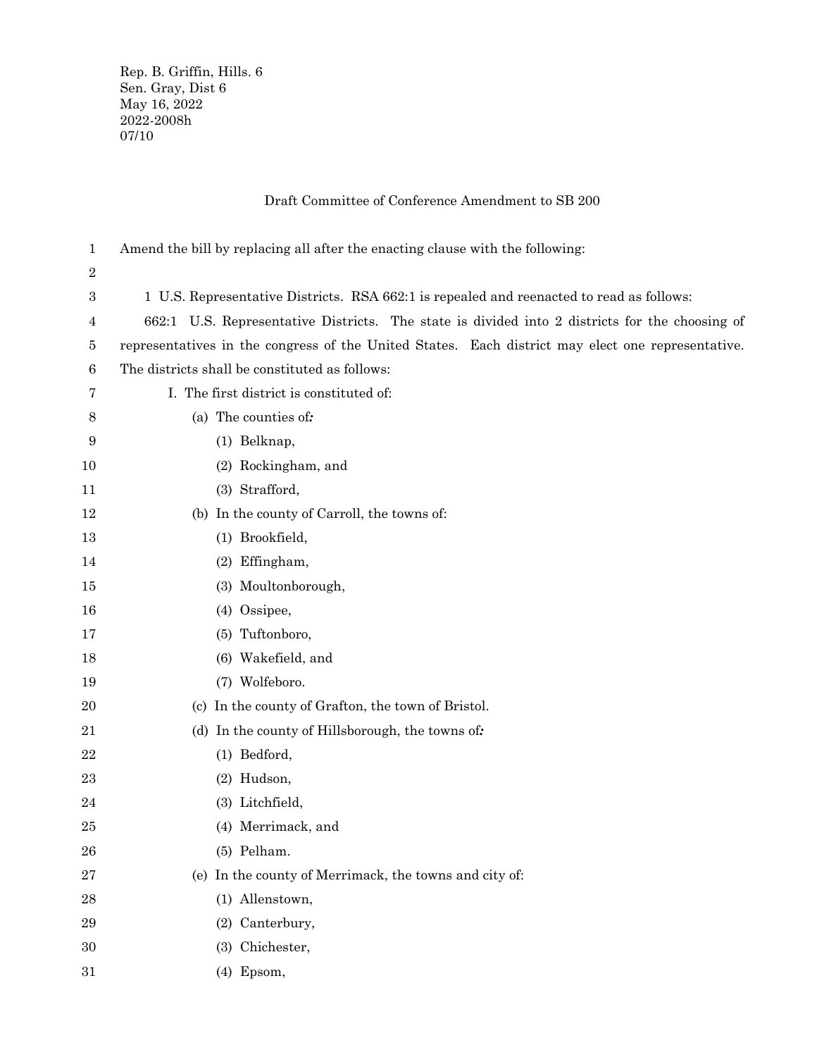Rep. B. Griffin, Hills. 6
Sen. Gray, Dist 6
May 16, 2022
2022-2008h
07/10

Draft Committee of Conference Amendment to SB 200

Amend the bill by replacing all after the enacting clause with the following:

1 U.S. Representative Districts. RSA 662:1 is repealed and reenacted to read as follows:

662:1 U.S. Representative Districts. The state is divided into 2 districts for the choosing of representatives in the congress of the United States. Each district may elect one representative. The districts shall be constituted as follows:

I. The first district is constituted of:

(a) The counties of:

(1) Belknap,

(2) Rockingham, and

(3) Strafford,

(b) In the county of Carroll, the towns of:

(1) Brookfield,

(2) Effingham,

(3) Moultonborough,

(4) Ossipee,

(5) Tuftonboro,

(6) Wakefield, and

(7) Wolfeboro.

(c) In the county of Grafton, the town of Bristol.

(d) In the county of Hillsborough, the towns of:

(1) Bedford,

(2) Hudson,

(3) Litchfield,

(4) Merrimack, and

(5) Pelham.

(e) In the county of Merrimack, the towns and city of:

(1) Allenstown,

(2) Canterbury,

(3) Chichester,

(4) Epsom,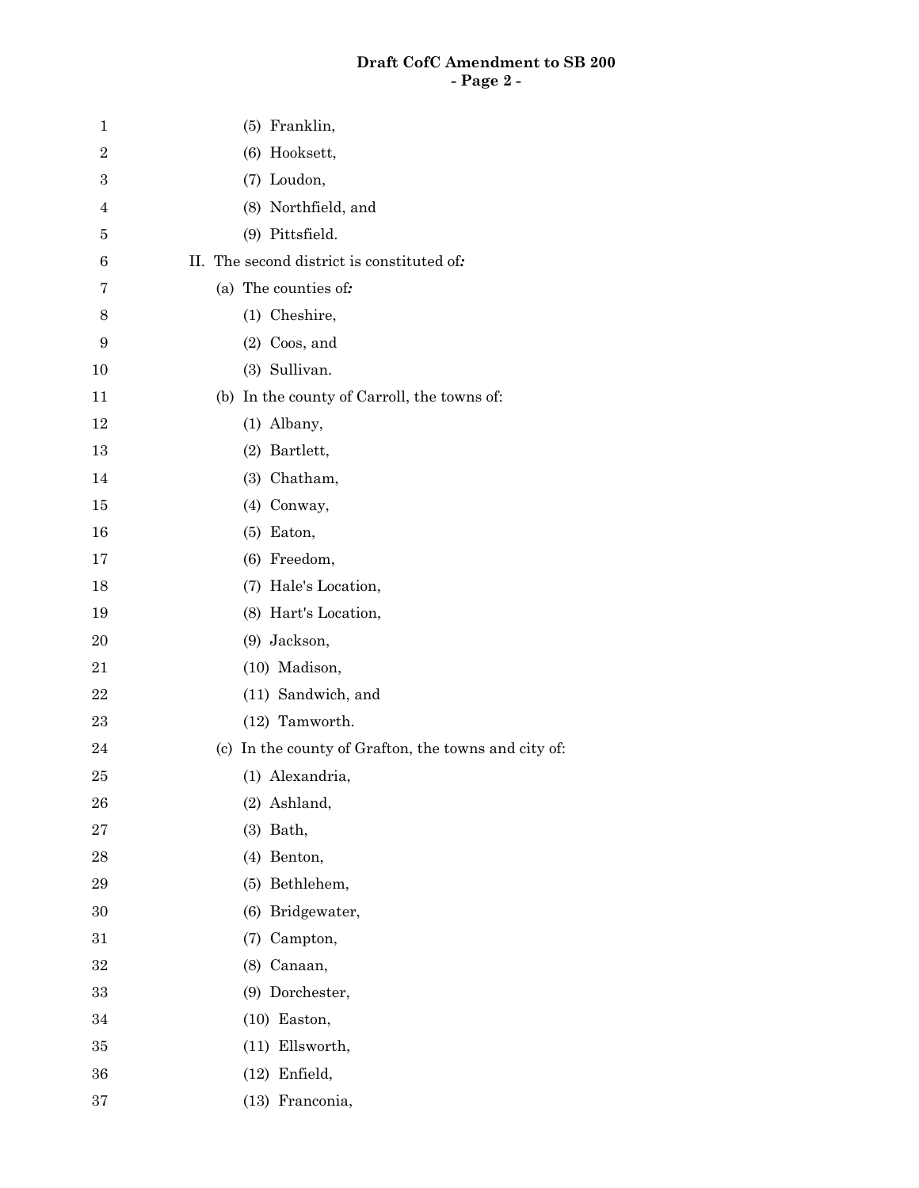(5) Franklin,

(6) Hooksett,

(7) Loudon,

(8) Northfield, and

(9) Pittsfield.

II. The second district is constituted of*:*

(a) The counties of*:*

(1) Cheshire,

(2) Coos, and

(3) Sullivan.

(b) In the county of Carroll, the towns of:

(1) Albany,

(2) Bartlett,

(3) Chatham,

(4) Conway,

(5) Eaton,

(6) Freedom,

(7) Hale's Location,

(8) Hart's Location,

(9) Jackson,

(10) Madison,

(11) Sandwich, and

(12) Tamworth.

(c) In the county of Grafton, the towns and city of:

(1) Alexandria,

(2) Ashland,

(3) Bath,

(4) Benton,

(5) Bethlehem,

(6) Bridgewater,

(7) Campton,

(8) Canaan,

(9) Dorchester,

(10) Easton,

(11) Ellsworth,

(12) Enfield,

(13) Franconia,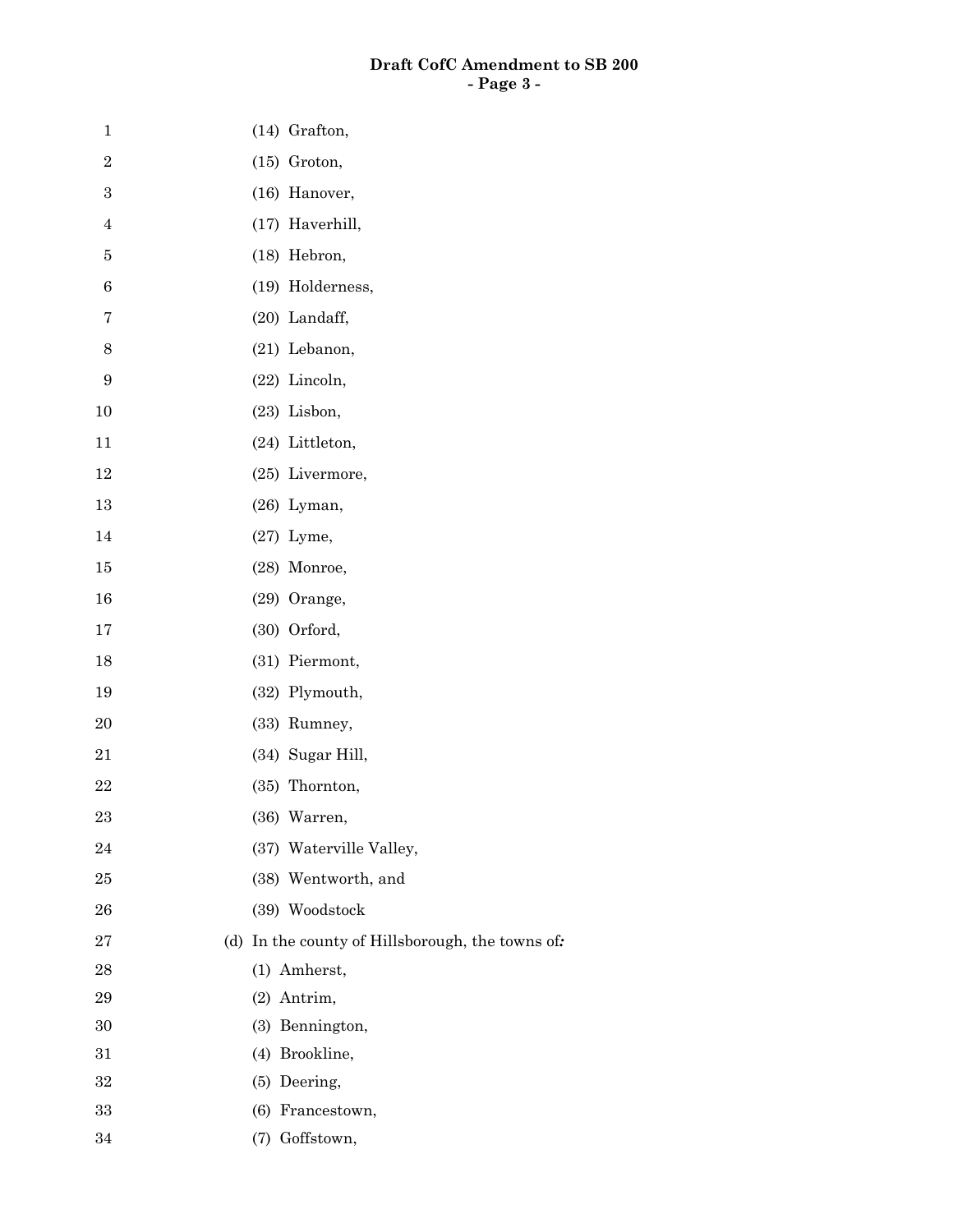(14) Grafton,

(15) Groton,

(16) Hanover,

(17) Haverhill,

(18) Hebron,

(19) Holderness,

(20) Landaff,

(21) Lebanon,

(22) Lincoln,

(23) Lisbon,

(24) Littleton,

(25) Livermore,

(26) Lyman,

(27) Lyme,

(28) Monroe,

(29) Orange,

(30) Orford,

(31) Piermont,

(32) Plymouth,

(33) Rumney,

(34) Sugar Hill,

(35) Thornton,

(36) Warren,

(37) Waterville Valley,

(38) Wentworth, and

(39) Woodstock

(d) In the county of Hillsborough, the towns of*:*

(1) Amherst,

(2) Antrim,

(3) Bennington,

(4) Brookline,

(5) Deering,

(6) Francestown,

(7) Goffstown,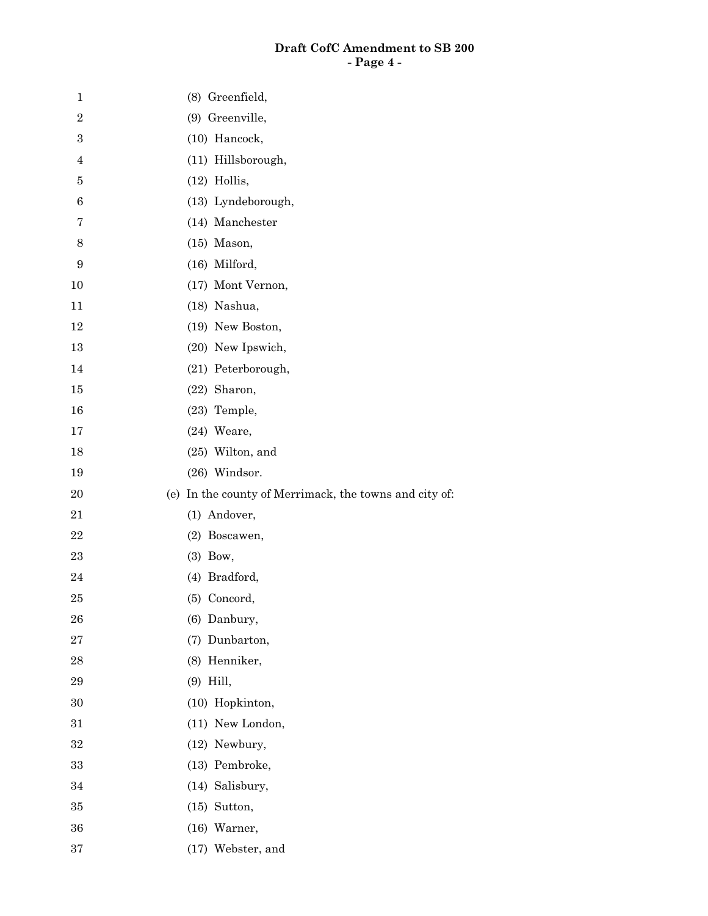(8) Greenfield,

(9) Greenville,

(10) Hancock,

(11) Hillsborough,

(12) Hollis,

(13) Lyndeborough,

(14) Manchester

(15) Mason,

(16) Milford,

(17) Mont Vernon,

(18) Nashua,

(19) New Boston,

(20) New Ipswich,

(21) Peterborough,

(22) Sharon,

(23) Temple,

(24) Weare,

(25) Wilton, and

(26) Windsor.

(e) In the county of Merrimack, the towns and city of:

(1) Andover,

(2) Boscawen,

(3) Bow,

(4) Bradford,

(5) Concord,

(6) Danbury,

(7) Dunbarton,

(8) Henniker,

(9) Hill,

(10) Hopkinton,

(11) New London,

(12) Newbury,

(13) Pembroke,

(14) Salisbury,

(15) Sutton,

(16) Warner,

(17) Webster, and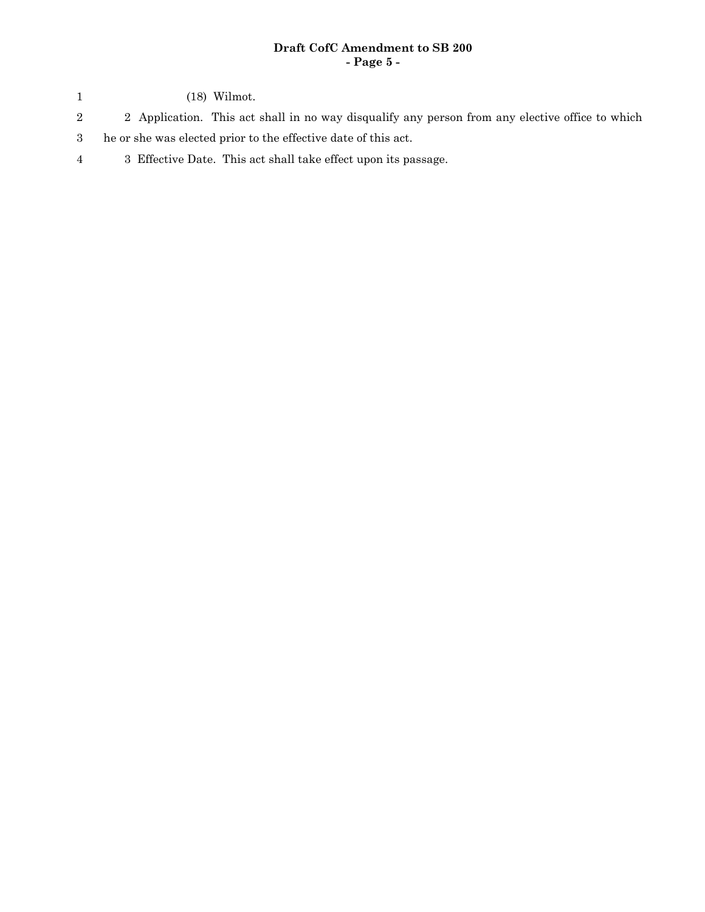(18) Wilmot.

2 Application. This act shall in no way disqualify any person from any elective office to which he or she was elected prior to the effective date of this act.

3 Effective Date. This act shall take effect upon its passage.